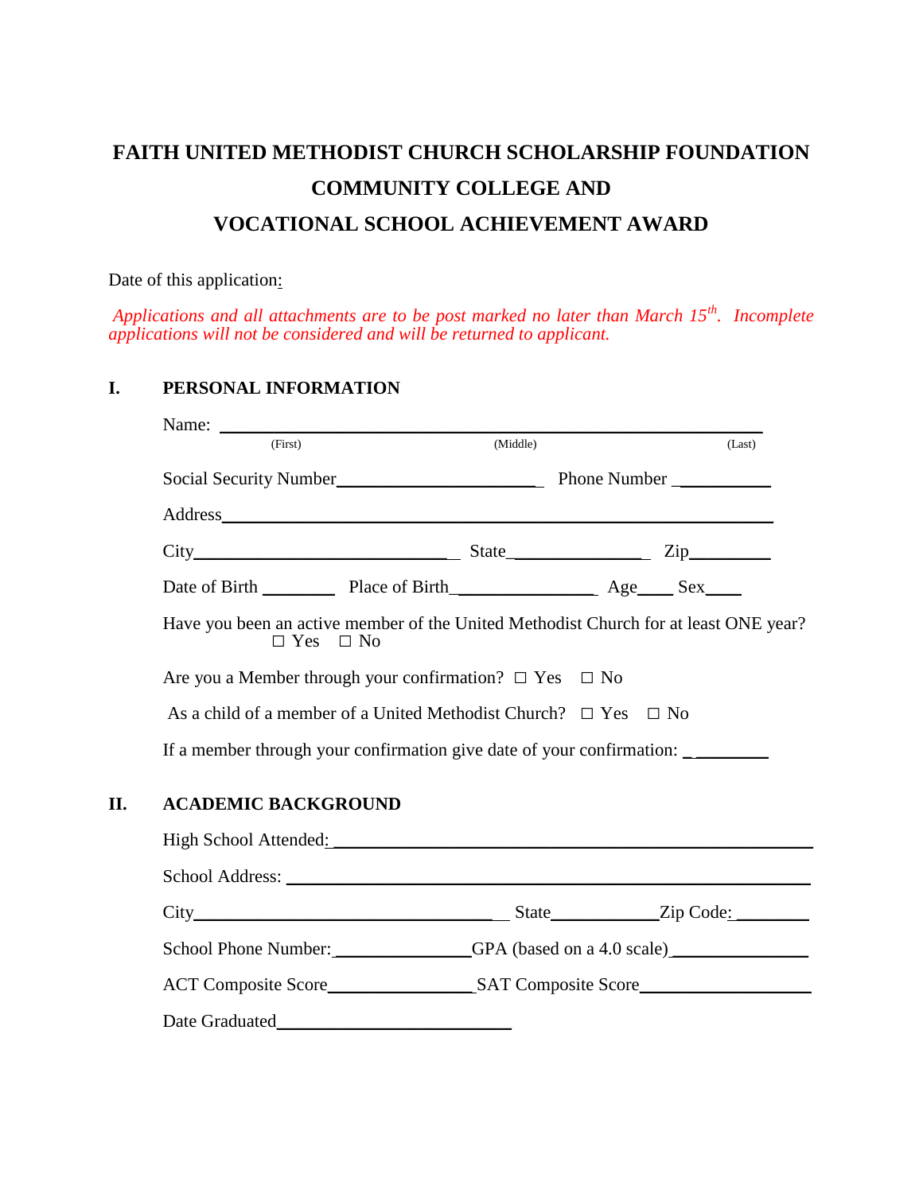# FAITH UNITED METHODIST CHURCH SCHOLARSHIP FOUNDATION
# COMMUNITY COLLEGE AND
# VOCATIONAL SCHOOL ACHIEVEMENT AWARD

Date of this application:

*Applications and all attachments are to be post marked no later than March 15th. Incomplete applications will not be considered and will be returned to applicant.*

## I. PERSONAL INFORMATION

Name: ______________________________________________
(First) (Middle) (Last)

Social Security Number______________________ Phone Number __________

Address______________________________________________

City____________________________ State______________ Zip________

Date of Birth ________ Place of Birth_______________ Age____ Sex____

Have you been an active member of the United Methodist Church for at least ONE year?
☐ Yes ☐ No

Are you a Member through your confirmation? ☐ Yes ☐ No

As a child of a member of a United Methodist Church? ☐ Yes ☐ No

If a member through your confirmation give date of your confirmation: _ ________

## II. ACADEMIC BACKGROUND

High School Attended: ______________________________________________

School Address: ______________________________________________

City__________________________________ State____________Zip Code: ________

School Phone Number:_______________GPA (based on a 4.0 scale)_______________

ACT Composite Score________________SAT Composite Score___________________

Date Graduated__________________________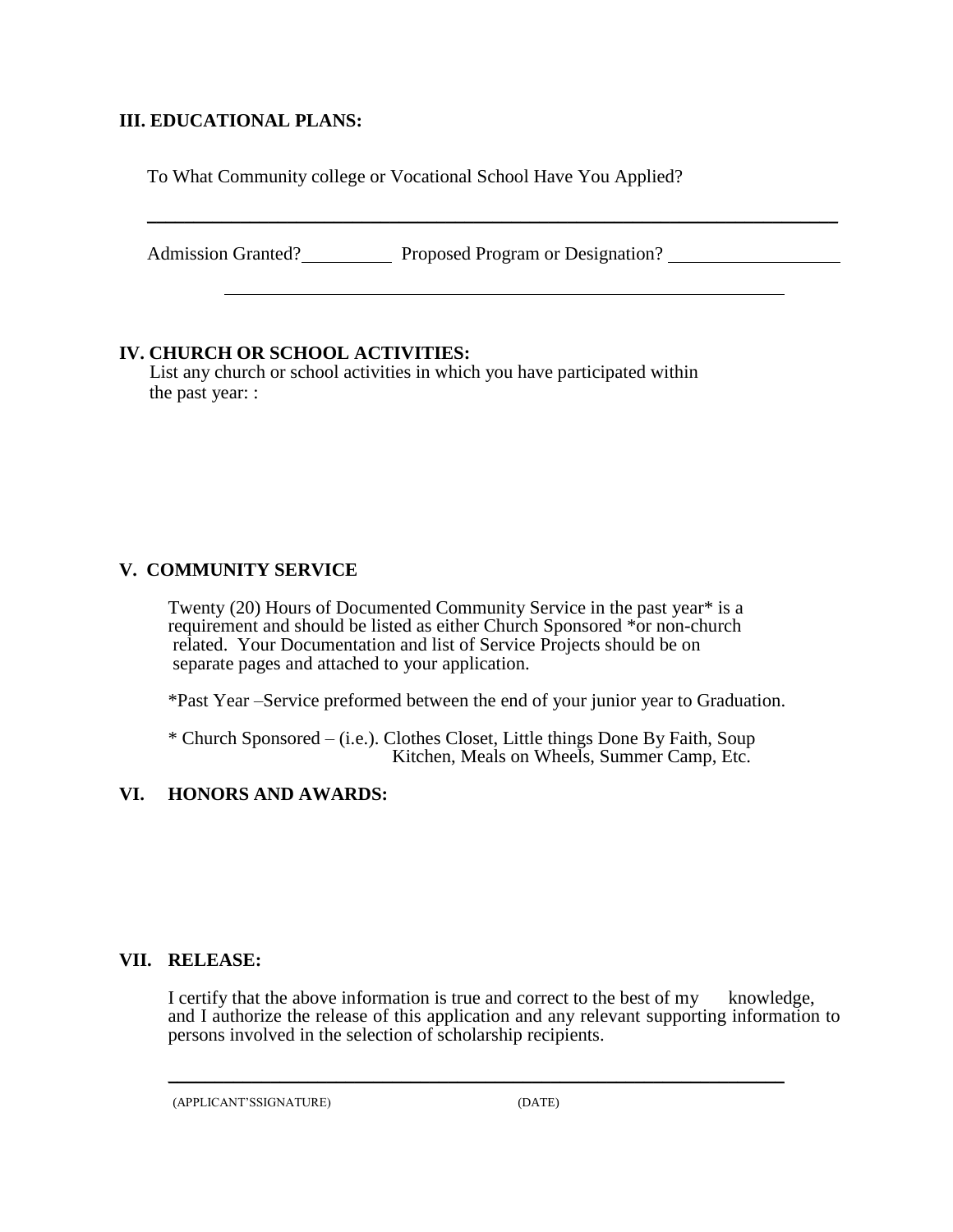### III. EDUCATIONAL PLANS:

To What Community college or Vocational School Have You Applied?

______________________________________________________________________

Admission Granted? __________ Proposed Program or Designation? __________________

______________________________________________________________

### IV. CHURCH OR SCHOOL ACTIVITIES:

List any church or school activities in which you have participated within the past year: :

### V. COMMUNITY SERVICE

Twenty (20) Hours of Documented Community Service in the past year* is a requirement and should be listed as either Church Sponsored *or non-church related. Your Documentation and list of Service Projects should be on separate pages and attached to your application.

*Past Year –Service preformed between the end of your junior year to Graduation.

* Church Sponsored – (i.e.). Clothes Closet, Little things Done By Faith, Soup Kitchen, Meals on Wheels, Summer Camp, Etc.

### VI. HONORS AND AWARDS:

### VII. RELEASE:

I certify that the above information is true and correct to the best of my knowledge, and I authorize the release of this application and any relevant supporting information to persons involved in the selection of scholarship recipients.

______________________________________________________________

(APPLICANT'SSIGNATURE) (DATE)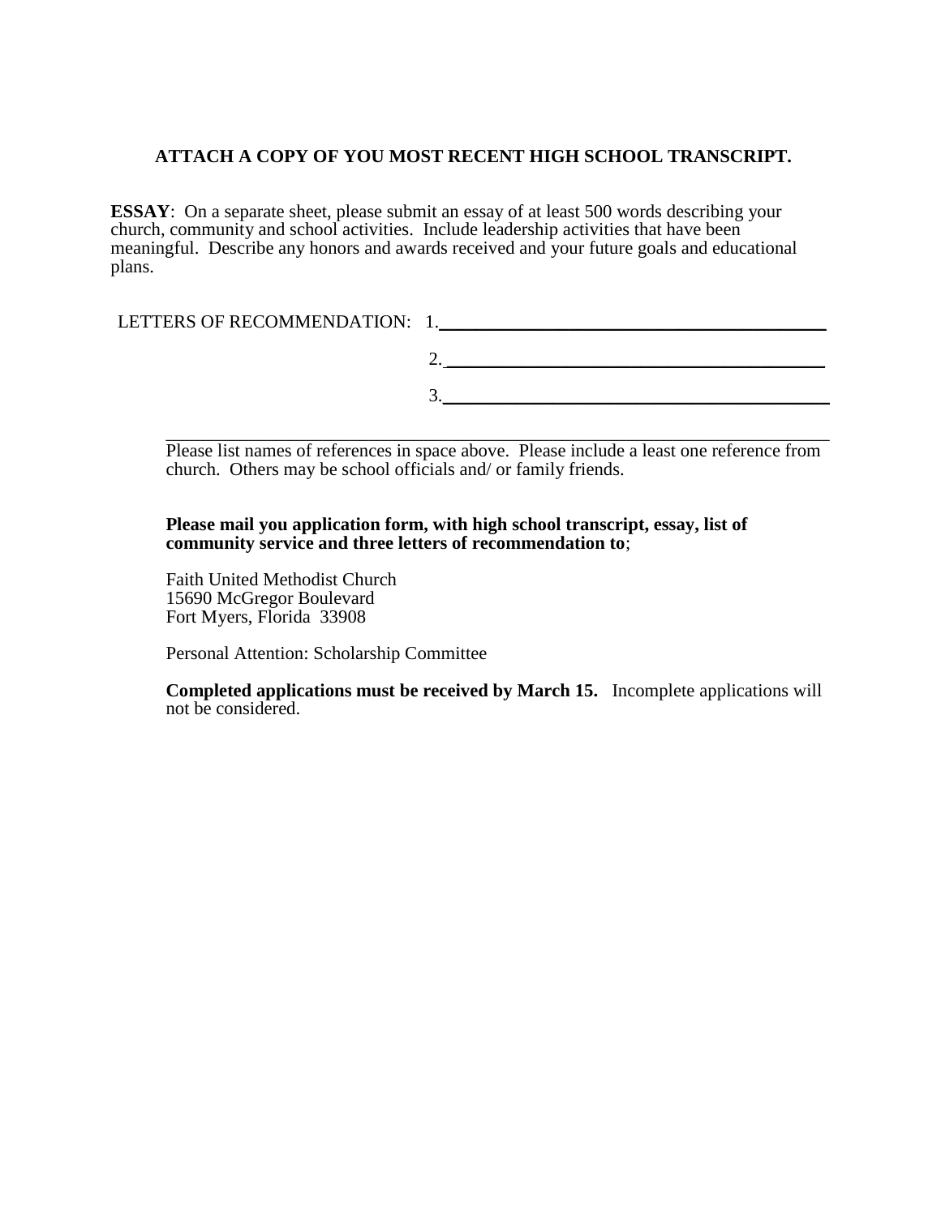**ATTACH A COPY OF YOU MOST RECENT HIGH SCHOOL TRANSCRIPT.**

**ESSAY**: On a separate sheet, please submit an essay of at least 500 words describing your church, community and school activities. Include leadership activities that have been meaningful. Describe any honors and awards received and your future goals and educational plans.

LETTERS OF RECOMMENDATION: 1.____________________________________________

2.____________________________________________

3.____________________________________________

_______________________________________________________________________________

Please list names of references in space above. Please include a least one reference from church. Others may be school officials and/ or family friends.

**Please mail you application form, with high school transcript, essay, list of community service and three letters of recommendation to**;

Faith United Methodist Church
15690 McGregor Boulevard
Fort Myers, Florida 33908

Personal Attention: Scholarship Committee

**Completed applications must be received by March 15.** Incomplete applications will not be considered.